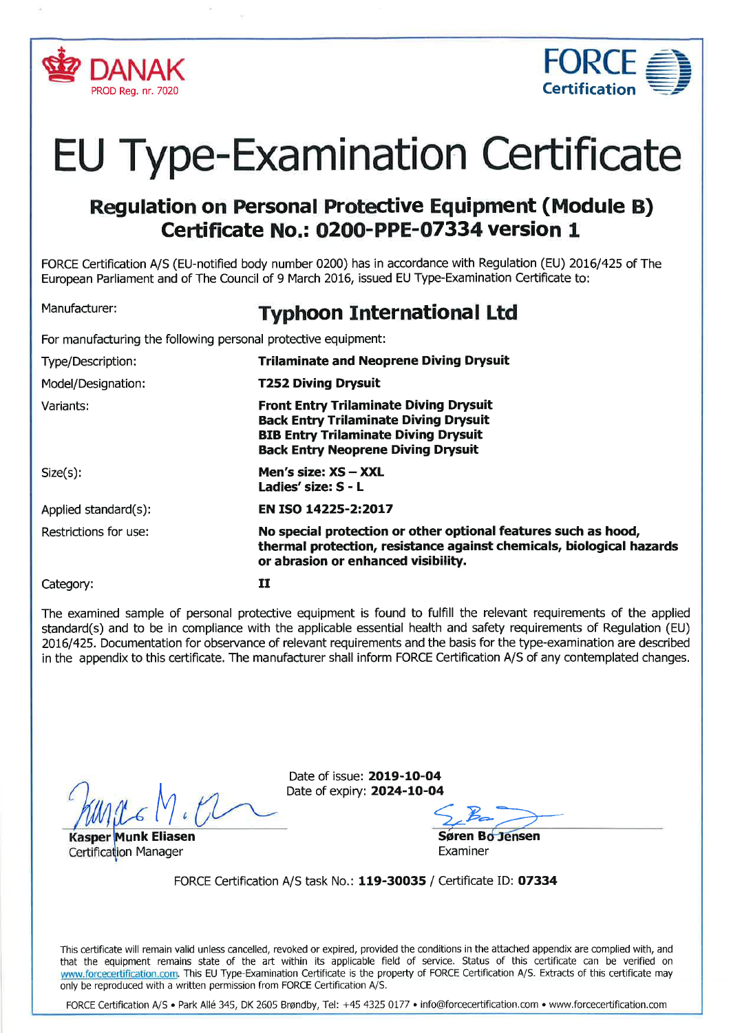DANAK
PROD Reg. nr. 7020

FORCE Certification

# EU Type-Examination Certificate

## Regulation on Personal Protective Equipment (Module B)
## Certificate No.: 0200-PPE-07334 version 1

FORCE Certification A/S (EU-notified body number 0200) has in accordance with Regulation (EU) 2016/425 of The European Parliament and of The Council of 9 March 2016, issued EU Type-Examination Certificate to:

Manufacturer: **Typhoon International Ltd**

For manufacturing the following personal protective equipment:

| | |
|---|---|
| Type/Description: | **Trilaminate and Neoprene Diving Drysuit** |
| Model/Designation: | **T252 Diving Drysuit** |
| Variants: | **Front Entry Trilaminate Diving Drysuit**<br>**Back Entry Trilaminate Diving Drysuit**<br>**BIB Entry Trilaminate Diving Drysuit**<br>**Back Entry Neoprene Diving Drysuit** |
| Size(s): | **Men's size: XS – XXL**<br>**Ladies' size: S - L** |
| Applied standard(s): | **EN ISO 14225-2:2017** |
| Restrictions for use: | **No special protection or other optional features such as hood, thermal protection, resistance against chemicals, biological hazards or abrasion or enhanced visibility.** |
| Category: | **II** |

The examined sample of personal protective equipment is found to fulfill the relevant requirements of the applied standard(s) and to be in compliance with the applicable essential health and safety requirements of Regulation (EU) 2016/425. Documentation for observance of relevant requirements and the basis for the type-examination are described in the appendix to this certificate. The manufacturer shall inform FORCE Certification A/S of any contemplated changes.

Date of issue: **2019-10-04**
Date of expiry: **2024-10-04**

**Kasper Munk Eliasen**
Certification Manager

**Søren Bo Jensen**
Examiner

FORCE Certification A/S task No.: **119-30035** / Certificate ID: **07334**

This certificate will remain valid unless cancelled, revoked or expired, provided the conditions in the attached appendix are complied with, and that the equipment remains state of the art within its applicable field of service. Status of this certificate can be verified on www.forcecertification.com. This EU Type-Examination Certificate is the property of FORCE Certification A/S. Extracts of this certificate may only be reproduced with a written permission from FORCE Certification A/S.

FORCE Certification A/S • Park Allé 345, DK 2605 Brøndby, Tel: +45 4325 0177 • info@forcecertification.com • www.forcecertification.com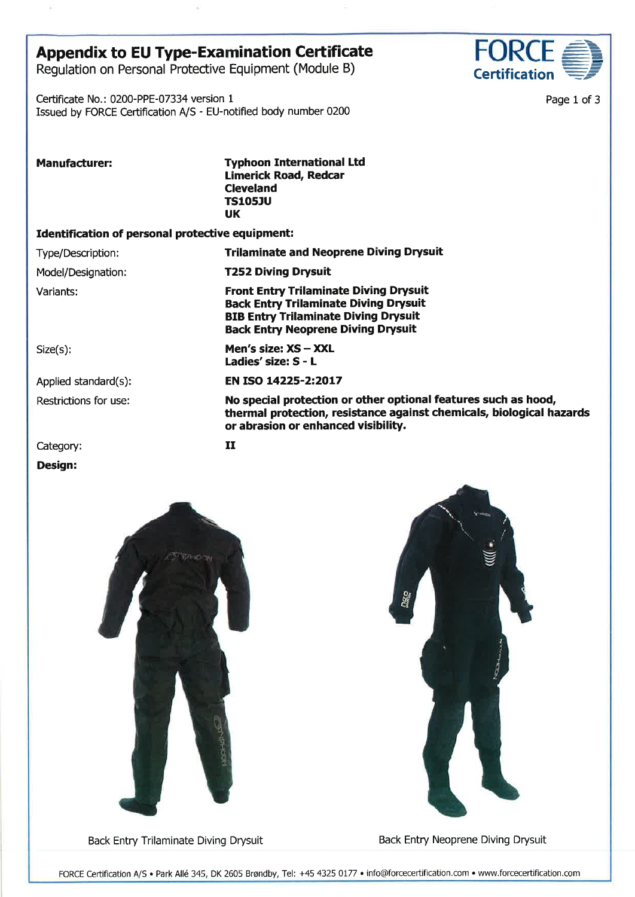# Appendix to EU Type-Examination Certificate

Regulation on Personal Protective Equipment (Module B)

FORCE Certification

Certificate No.: 0200-PPE-07334 version 1
Issued by FORCE Certification A/S - EU-notified body number 0200

| | |
|---|---|
| **Manufacturer:** | **Typhoon International Ltd**<br>**Limerick Road, Redcar**<br>**Cleveland**<br>**TS105JU**<br>**UK** |

**Identification of personal protective equipment:**

| | |
|---|---|
| Type/Description: | **Trilaminate and Neoprene Diving Drysuit** |
| Model/Designation: | **T252 Diving Drysuit** |
| Variants: | **Front Entry Trilaminate Diving Drysuit**<br>**Back Entry Trilaminate Diving Drysuit**<br>**BIB Entry Trilaminate Diving Drysuit**<br>**Back Entry Neoprene Diving Drysuit** |
| Size(s): | **Men's size: XS – XXL**<br>**Ladies' size: S - L** |
| Applied standard(s): | **EN ISO 14225-2:2017** |
| Restrictions for use: | **No special protection or other optional features such as hood, thermal protection, resistance against chemicals, biological hazards or abrasion or enhanced visibility.** |
| Category: | **II** |

**Design:**

Back Entry Trilaminate Diving Drysuit

Back Entry Neoprene Diving Drysuit

FORCE Certification A/S • Park Allé 345, DK 2605 Brøndby, Tel: +45 4325 0177 • info@forcecertification.com • www.forcecertification.com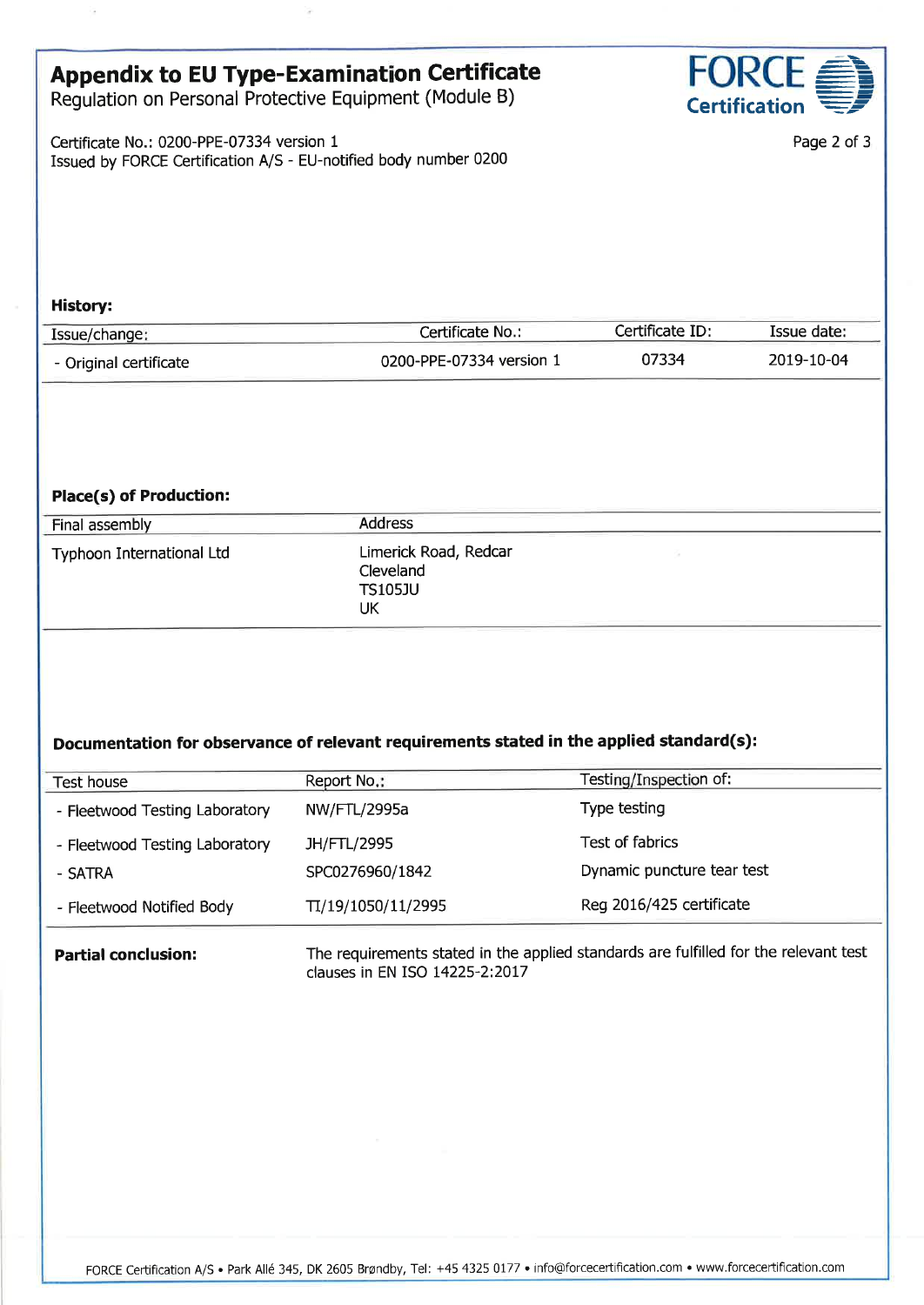# Appendix to EU Type-Examination Certificate

Regulation on Personal Protective Equipment (Module B)

Certificate No.: 0200-PPE-07334 version 1
Issued by FORCE Certification A/S - EU-notified body number 0200

**History:**

| Issue/change: | Certificate No.: | Certificate ID: | Issue date: |
|---|---|---|---|
| - Original certificate | 0200-PPE-07334 version 1 | 07334 | 2019-10-04 |

**Place(s) of Production:**

| Final assembly | Address |
|---|---|
| Typhoon International Ltd | Limerick Road, Redcar<br>Cleveland<br>TS105JU<br>UK |

**Documentation for observance of relevant requirements stated in the applied standard(s):**

| Test house | Report No.: | Testing/Inspection of: |
|---|---|---|
| - Fleetwood Testing Laboratory | NW/FTL/2995a | Type testing |
| - Fleetwood Testing Laboratory | JH/FTL/2995 | Test of fabrics |
| - SATRA | SPC0276960/1842 | Dynamic puncture tear test |
| - Fleetwood Notified Body | TI/19/1050/11/2995 | Reg 2016/425 certificate |

**Partial conclusion:** The requirements stated in the applied standards are fulfilled for the relevant test clauses in EN ISO 14225-2:2017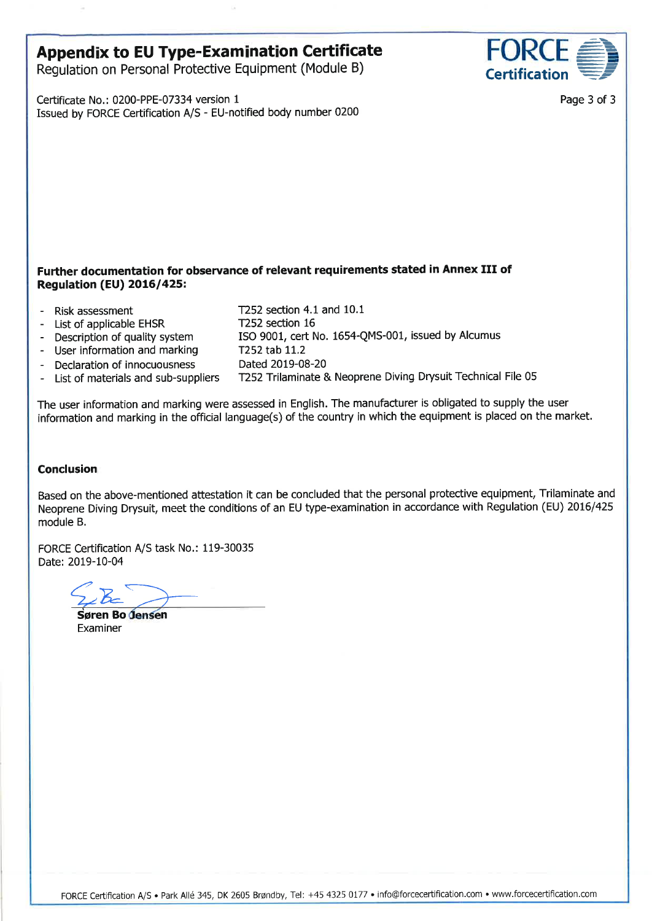# Appendix to EU Type-Examination Certificate

Regulation on Personal Protective Equipment (Module B)

Certificate No.: 0200-PPE-07334 version 1
Issued by FORCE Certification A/S - EU-notified body number 0200

**Further documentation for observance of relevant requirements stated in Annex III of Regulation (EU) 2016/425:**

| | |
|---|---|
| - Risk assessment | T252 section 4.1 and 10.1 |
| - List of applicable EHSR | T252 section 16 |
| - Description of quality system | ISO 9001, cert No. 1654-QMS-001, issued by Alcumus |
| - User information and marking | T252 tab 11.2 |
| - Declaration of innocuousness | Dated 2019-08-20 |
| - List of materials and sub-suppliers | T252 Trilaminate & Neoprene Diving Drysuit Technical File 05 |

The user information and marking were assessed in English. The manufacturer is obligated to supply the user information and marking in the official language(s) of the country in which the equipment is placed on the market.

**Conclusion**

Based on the above-mentioned attestation it can be concluded that the personal protective equipment, Trilaminate and Neoprene Diving Drysuit, meet the conditions of an EU type-examination in accordance with Regulation (EU) 2016/425 module B.

FORCE Certification A/S task No.: 119-30035
Date: 2019-10-04

**Søren Bo Jensen**
Examiner

FORCE Certification A/S • Park Allé 345, DK 2605 Brøndby, Tel: +45 4325 0177 • info@forcecertification.com • www.forcecertification.com